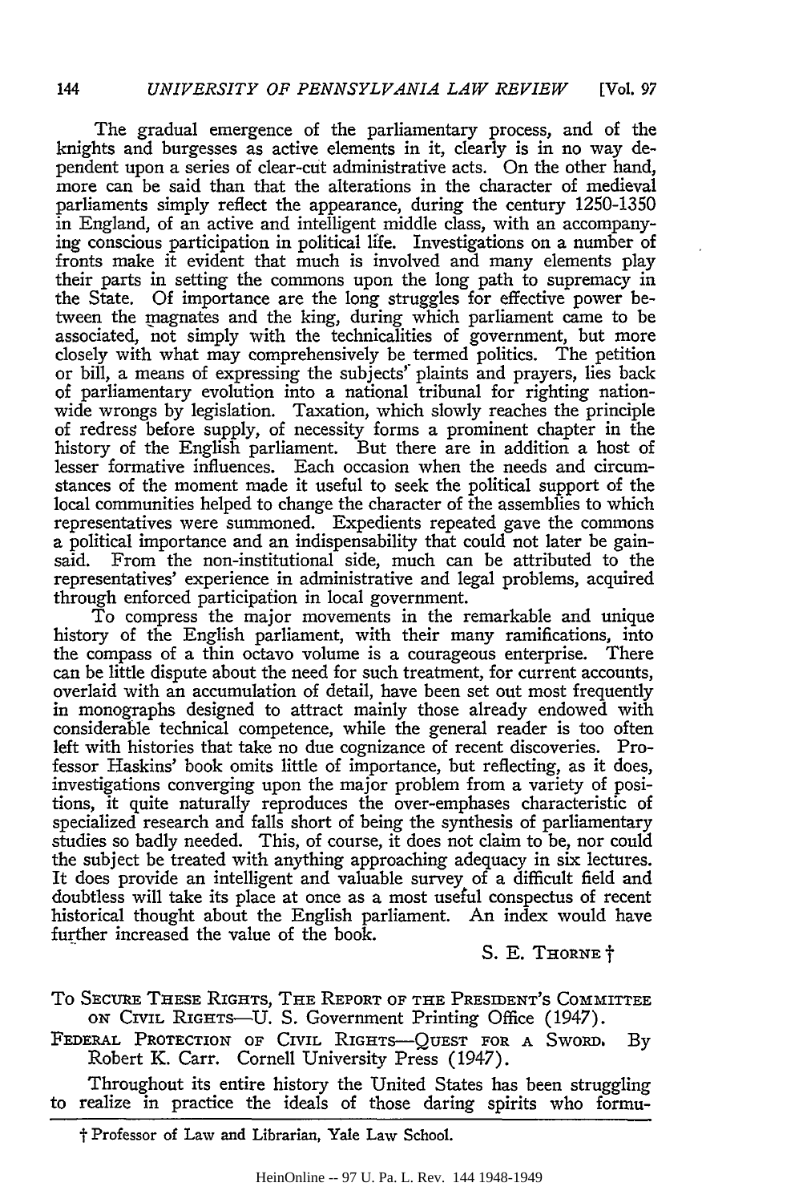The gradual emergence of the parliamentary process, and of the knights and burgesses as active elements in it, clearly is in no way dependent upon a series of clear-cut administrative acts. On the other hand, more can be said than that the alterations in the character of medieval parliaments simply reflect the appearance, during the century 1250-1350 in England, of an active and intelligent middle class, with an accompanying conscious participation in political life. Investigations on a number of fronts make it evident that much is involved and many elements play their parts in setting the commons upon the long path to supremacy in the State. Of importance are the long struggles for effective power between the magnates and the king, during which parliament came to be associated, not simply with the technicalities of government, but more closely with what may comprehensively be termed politics. The petition or bill, a means of expressing the subjects' plaints and prayers, lies back of parliamentary evolution into a national tribunal for righting nationwide wrongs by legislation. Taxation, which slowly reaches the principle of redress before supply, of necessity forms a prominent chapter in the history of the English parliament. But there are in addition a host of lesser formative influences. Each occasion when the needs and circumstances of the moment made it useful to seek the political support of the local communities helped to change the character of the assemblies to which representatives were summoned. Expedients repeated gave the commons a political importance and an indispensability that could not later be gainsaid. From the non-institutional side, much can be attributed to the representatives' experience in administrative and legal problems, acquired through enforced participation in local government.

To compress the major movements in the remarkable and unique history of the English parliament, with their many ramifications, into the compass of a thin octavo volume is a courageous enterprise. There can be little dispute about the need for such treatment, for current accounts, overlaid with an accumulation of detail, have been set out most frequently in monographs designed to attract mainly those already endowed with considerable technical competence, while the general reader is too often left with histories that take no due cognizance of recent discoveries. Professor Haskins' book omits little of importance, but reflecting, as it does, investigations converging upon the major problem from a variety of positions, it quite naturally reproduces the over-emphases characteristic of specialized research and falls short of being the synthesis of parliamentary studies so badly needed. This, of course, it does not claim to be, nor could the subject be treated with anything approaching adequacy in six lectures. It does provide an intelligent and valuable survey of a difficult field and doubtless will take its place at once as a most useful conspectus of recent historical thought about the English parliament. An index would have further increased the value of the book.

S. E. THORNE †

TO SECURE THESE RIGHTS, THE REPORT OF THE PRESIDENT'S COMMITTEE ON CIVIL RIGHTS—U. S. Government Printing Office (1947).

FEDERAL PROTECTION OF CIVIL RIGHTS—QUEST FOR A SWORD. By Robert K. Carr. Cornell University Press (1947).

Throughout its entire history the United States has been struggling to realize in practice the ideals of those daring spirits who formu-

† Professor of Law and Librarian, Yale Law School.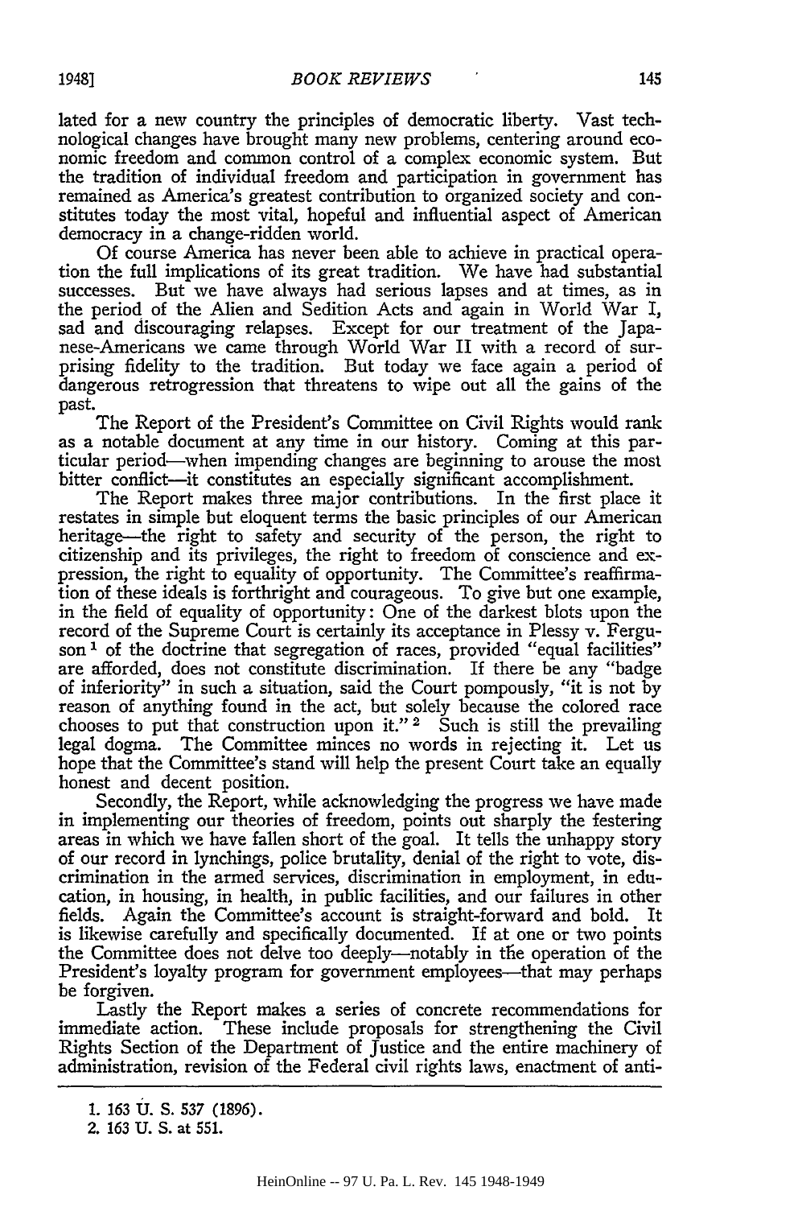lated for a new country the principles of democratic liberty. Vast technological changes have brought many new problems, centering around economic freedom and common control of a complex economic system. But the tradition of individual freedom and participation in government has remained as America's greatest contribution to organized society and constitutes today the most vital, hopeful and influential aspect of American democracy in a change-ridden world.

Of course America has never been able to achieve in practical operation the full implications of its great tradition. We have had substantial successes. But we have always had serious lapses and at times, as in the period of the Alien and Sedition Acts and again in World War I, sad and discouraging relapses. Except for our treatment of the Japanese-Americans we came through World War II with a record of surprising fidelity to the tradition. But today we face again a period of dangerous retrogression that threatens to wipe out all the gains of the past.

The Report of the President's Committee on Civil Rights would rank as a notable document at any time in our history. Coming at this particular period—when impending changes are beginning to arouse the most bitter conflict—it constitutes an especially significant accomplishment.

The Report makes three major contributions. In the first place it restates in simple but eloquent terms the basic principles of our American heritage—the right to safety and security of the person, the right to citizenship and its privileges, the right to freedom of conscience and expression, the right to equality of opportunity. The Committee's reaffirmation of these ideals is forthright and courageous. To give but one example, in the field of equality of opportunity: One of the darkest blots upon the record of the Supreme Court is certainly its acceptance in Plessy v. Ferguson[1] of the doctrine that segregation of races, provided "equal facilities" are afforded, does not constitute discrimination. If there be any "badge of inferiority" in such a situation, said the Court pompously, "it is not by reason of anything found in the act, but solely because the colored race chooses to put that construction upon it."[2] Such is still the prevailing legal dogma. The Committee minces no words in rejecting it. Let us hope that the Committee's stand will help the present Court take an equally honest and decent position.

Secondly, the Report, while acknowledging the progress we have made in implementing our theories of freedom, points out sharply the festering areas in which we have fallen short of the goal. It tells the unhappy story of our record in lynchings, police brutality, denial of the right to vote, discrimination in the armed services, discrimination in employment, in education, in housing, in health, in public facilities, and our failures in other fields. Again the Committee's account is straight-forward and bold. It is likewise carefully and specifically documented. If at one or two points the Committee does not delve too deeply—notably in the operation of the President's loyalty program for government employees—that may perhaps be forgiven.

Lastly the Report makes a series of concrete recommendations for immediate action. These include proposals for strengthening the Civil Rights Section of the Department of Justice and the entire machinery of administration, revision of the Federal civil rights laws, enactment of anti-

1. 163 U. S. 537 (1896).

2. 163 U. S. at 551.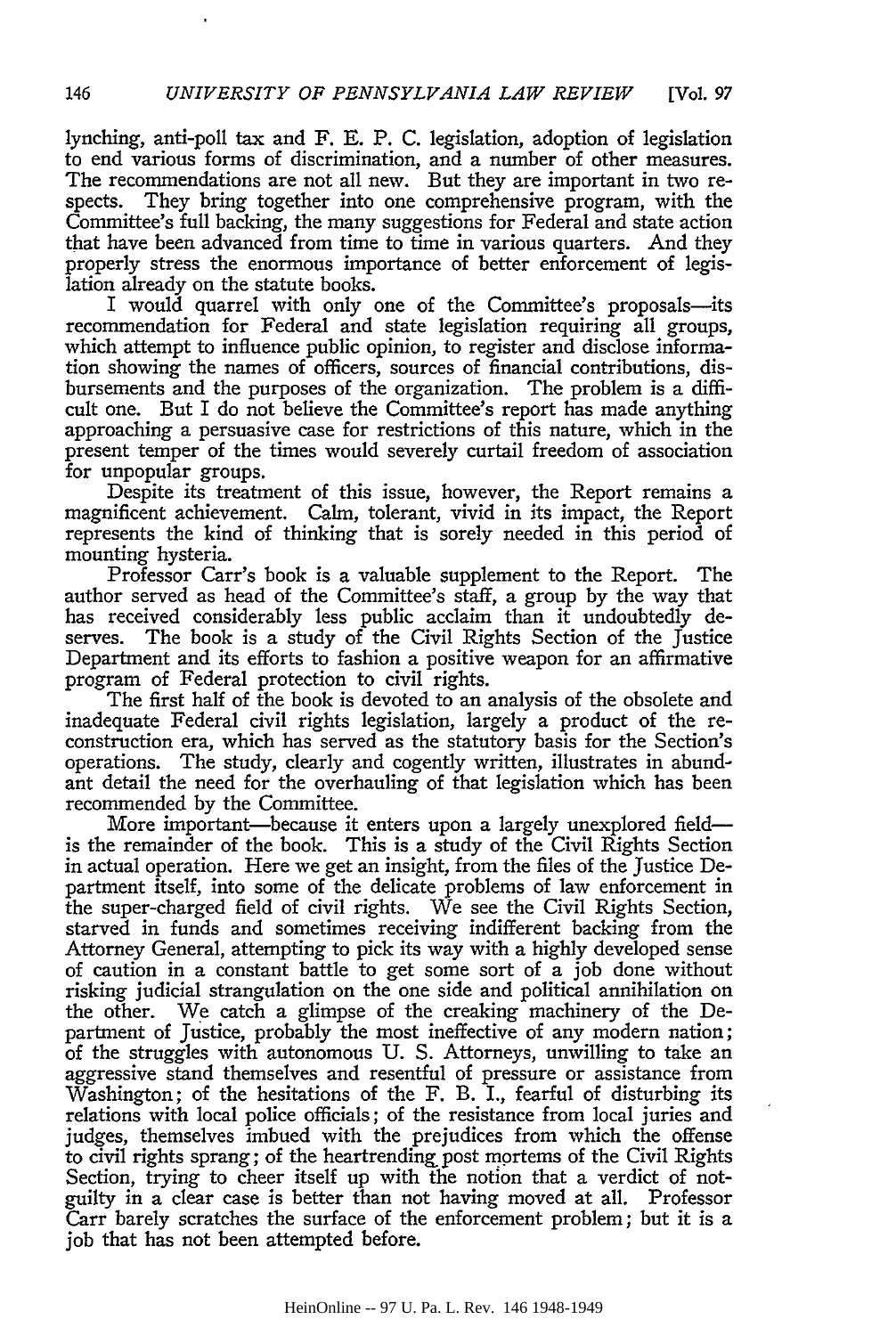lynching, anti-poll tax and F. E. P. C. legislation, adoption of legislation to end various forms of discrimination, and a number of other measures. The recommendations are not all new. But they are important in two respects. They bring together into one comprehensive program, with the Committee's full backing, the many suggestions for Federal and state action that have been advanced from time to time in various quarters. And they properly stress the enormous importance of better enforcement of legislation already on the statute books.

I would quarrel with only one of the Committee's proposals—its recommendation for Federal and state legislation requiring all groups, which attempt to influence public opinion, to register and disclose information showing the names of officers, sources of financial contributions, disbursements and the purposes of the organization. The problem is a difficult one. But I do not believe the Committee's report has made anything approaching a persuasive case for restrictions of this nature, which in the present temper of the times would severely curtail freedom of association for unpopular groups.

Despite its treatment of this issue, however, the Report remains a magnificent achievement. Calm, tolerant, vivid in its impact, the Report represents the kind of thinking that is sorely needed in this period of mounting hysteria.

Professor Carr's book is a valuable supplement to the Report. The author served as head of the Committee's staff, a group by the way that has received considerably less public acclaim than it undoubtedly deserves. The book is a study of the Civil Rights Section of the Justice Department and its efforts to fashion a positive weapon for an affirmative program of Federal protection to civil rights.

The first half of the book is devoted to an analysis of the obsolete and inadequate Federal civil rights legislation, largely a product of the reconstruction era, which has served as the statutory basis for the Section's operations. The study, clearly and cogently written, illustrates in abundant detail the need for the overhauling of that legislation which has been recommended by the Committee.

More important—because it enters upon a largely unexplored field—is the remainder of the book. This is a study of the Civil Rights Section in actual operation. Here we get an insight, from the files of the Justice Department itself, into some of the delicate problems of law enforcement in the super-charged field of civil rights. We see the Civil Rights Section, starved in funds and sometimes receiving indifferent backing from the Attorney General, attempting to pick its way with a highly developed sense of caution in a constant battle to get some sort of a job done without risking judicial strangulation on the one side and political annihilation on the other. We catch a glimpse of the creaking machinery of the Department of Justice, probably the most ineffective of any modern nation; of the struggles with autonomous U. S. Attorneys, unwilling to take an aggressive stand themselves and resentful of pressure or assistance from Washington; of the hesitations of the F. B. I., fearful of disturbing its relations with local police officials; of the resistance from local juries and judges, themselves imbued with the prejudices from which the offense to civil rights sprang; of the heartrending post mortems of the Civil Rights Section, trying to cheer itself up with the notion that a verdict of not-guilty in a clear case is better than not having moved at all. Professor Carr barely scratches the surface of the enforcement problem; but it is a job that has not been attempted before.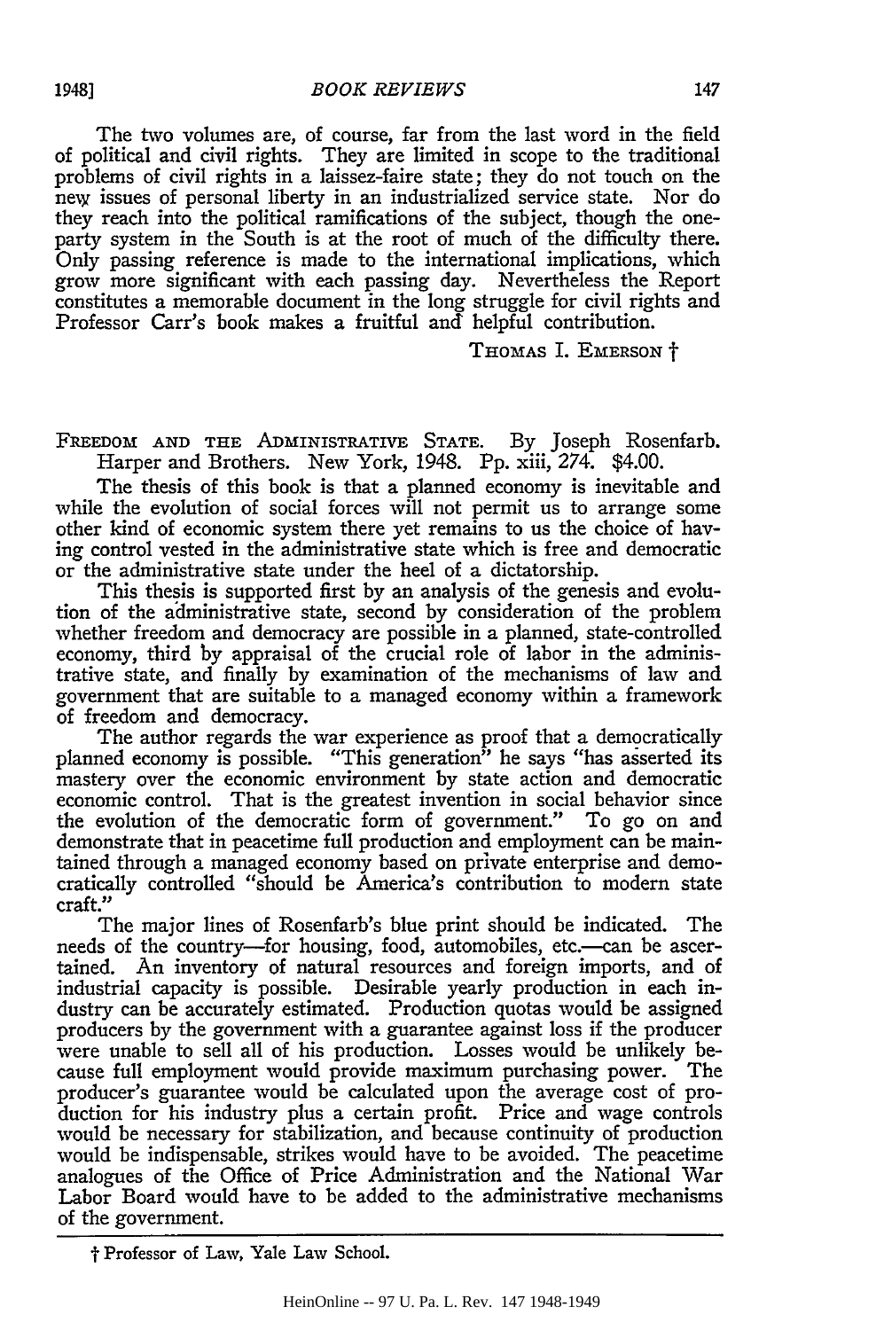The two volumes are, of course, far from the last word in the field of political and civil rights. They are limited in scope to the traditional problems of civil rights in a laissez-faire state; they do not touch on the new issues of personal liberty in an industrialized service state. Nor do they reach into the political ramifications of the subject, though the one-party system in the South is at the root of much of the difficulty there. Only passing reference is made to the international implications, which grow more significant with each passing day. Nevertheless the Report constitutes a memorable document in the long struggle for civil rights and Professor Carr's book makes a fruitful and helpful contribution.

THOMAS I. EMERSON †

FREEDOM AND THE ADMINISTRATIVE STATE. By Joseph Rosenfarb. Harper and Brothers. New York, 1948. Pp. xiii, 274. $4.00.

The thesis of this book is that a planned economy is inevitable and while the evolution of social forces will not permit us to arrange some other kind of economic system there yet remains to us the choice of having control vested in the administrative state which is free and democratic or the administrative state under the heel of a dictatorship.

This thesis is supported first by an analysis of the genesis and evolution of the administrative state, second by consideration of the problem whether freedom and democracy are possible in a planned, state-controlled economy, third by appraisal of the crucial role of labor in the administrative state, and finally by examination of the mechanisms of law and government that are suitable to a managed economy within a framework of freedom and democracy.

The author regards the war experience as proof that a democratically planned economy is possible. "This generation" he says "has asserted its mastery over the economic environment by state action and democratic economic control. That is the greatest invention in social behavior since the evolution of the democratic form of government." To go on and demonstrate that in peacetime full production and employment can be maintained through a managed economy based on private enterprise and democratically controlled "should be America's contribution to modern state craft."

The major lines of Rosenfarb's blue print should be indicated. The needs of the country—for housing, food, automobiles, etc.—can be ascertained. An inventory of natural resources and foreign imports, and of industrial capacity is possible. Desirable yearly production in each industry can be accurately estimated. Production quotas would be assigned producers by the government with a guarantee against loss if the producer were unable to sell all of his production. Losses would be unlikely because full employment would provide maximum purchasing power. The producer's guarantee would be calculated upon the average cost of production for his industry plus a certain profit. Price and wage controls would be necessary for stabilization, and because continuity of production would be indispensable, strikes would have to be avoided. The peacetime analogues of the Office of Price Administration and the National War Labor Board would have to be added to the administrative mechanisms of the government.

† Professor of Law, Yale Law School.